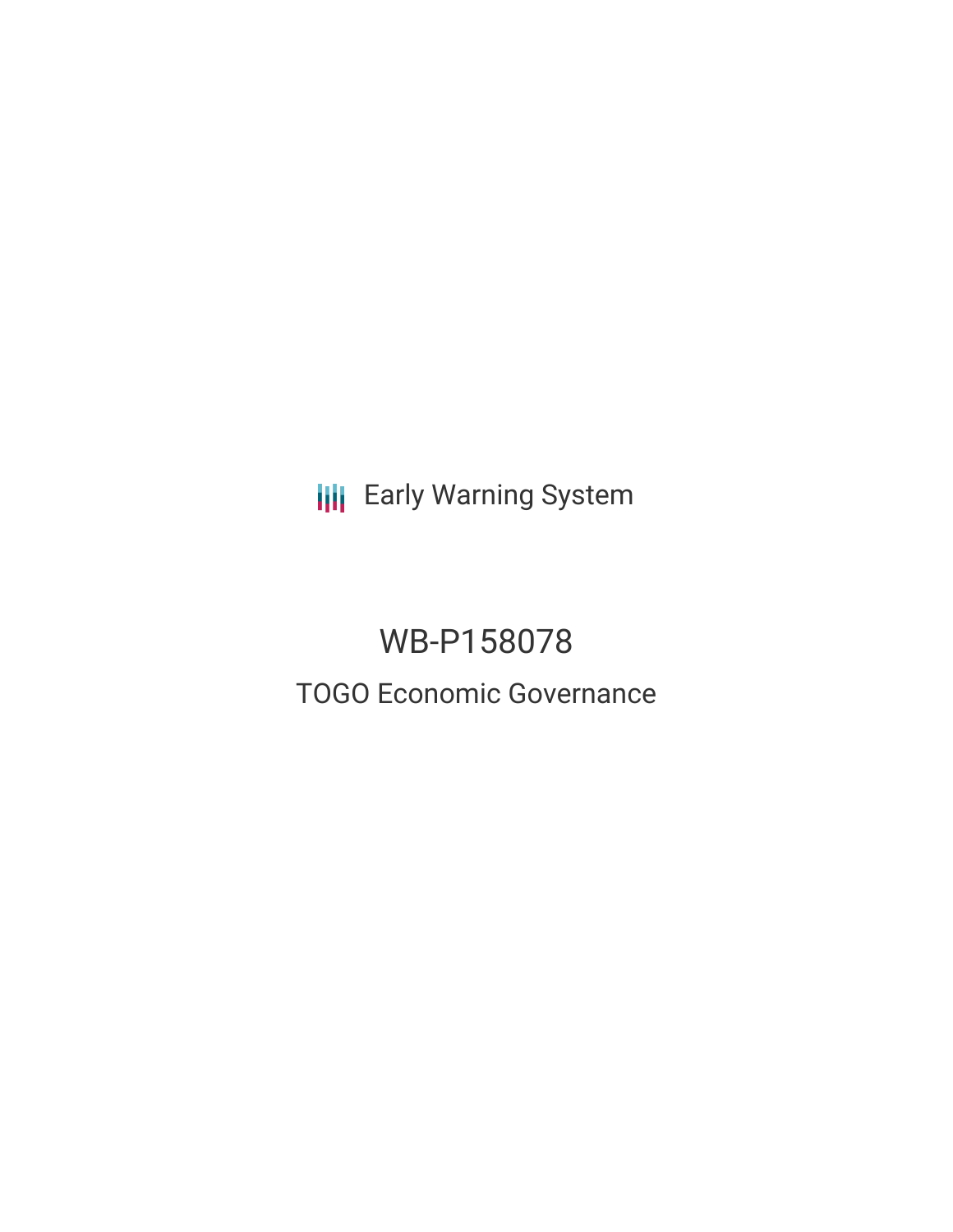Early Warning System

# WB-P158078

## TOGO Economic Governance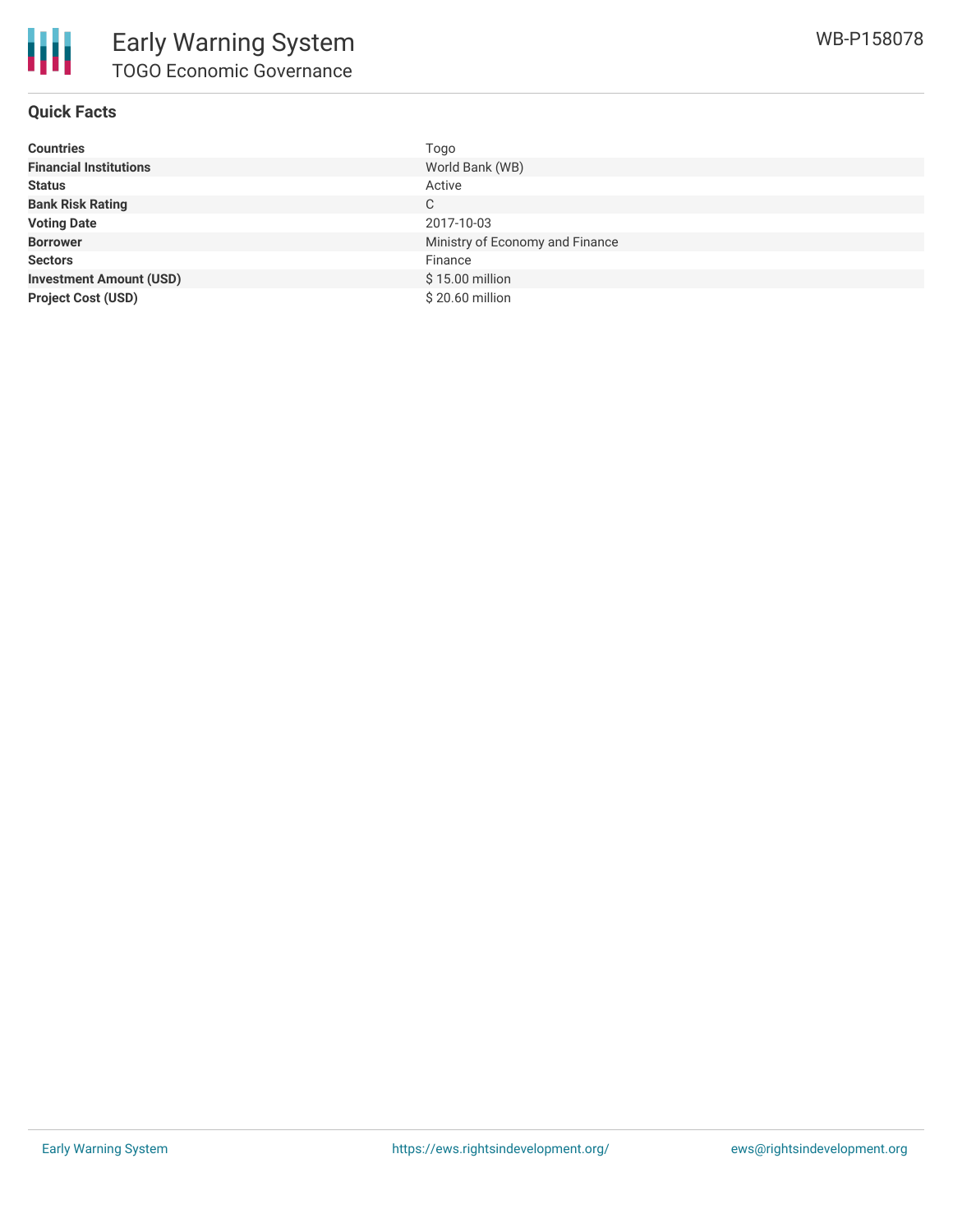# Early Warning System
## TOGO Economic Governance

WB-P158078

### Quick Facts

| | |
|---|---|
| **Countries** | Togo |
| **Financial Institutions** | World Bank (WB) |
| **Status** | Active |
| **Bank Risk Rating** | C |
| **Voting Date** | 2017-10-03 |
| **Borrower** | Ministry of Economy and Finance |
| **Sectors** | Finance |
| **Investment Amount (USD)** | $ 15.00 million |
| **Project Cost (USD)** | $ 20.60 million |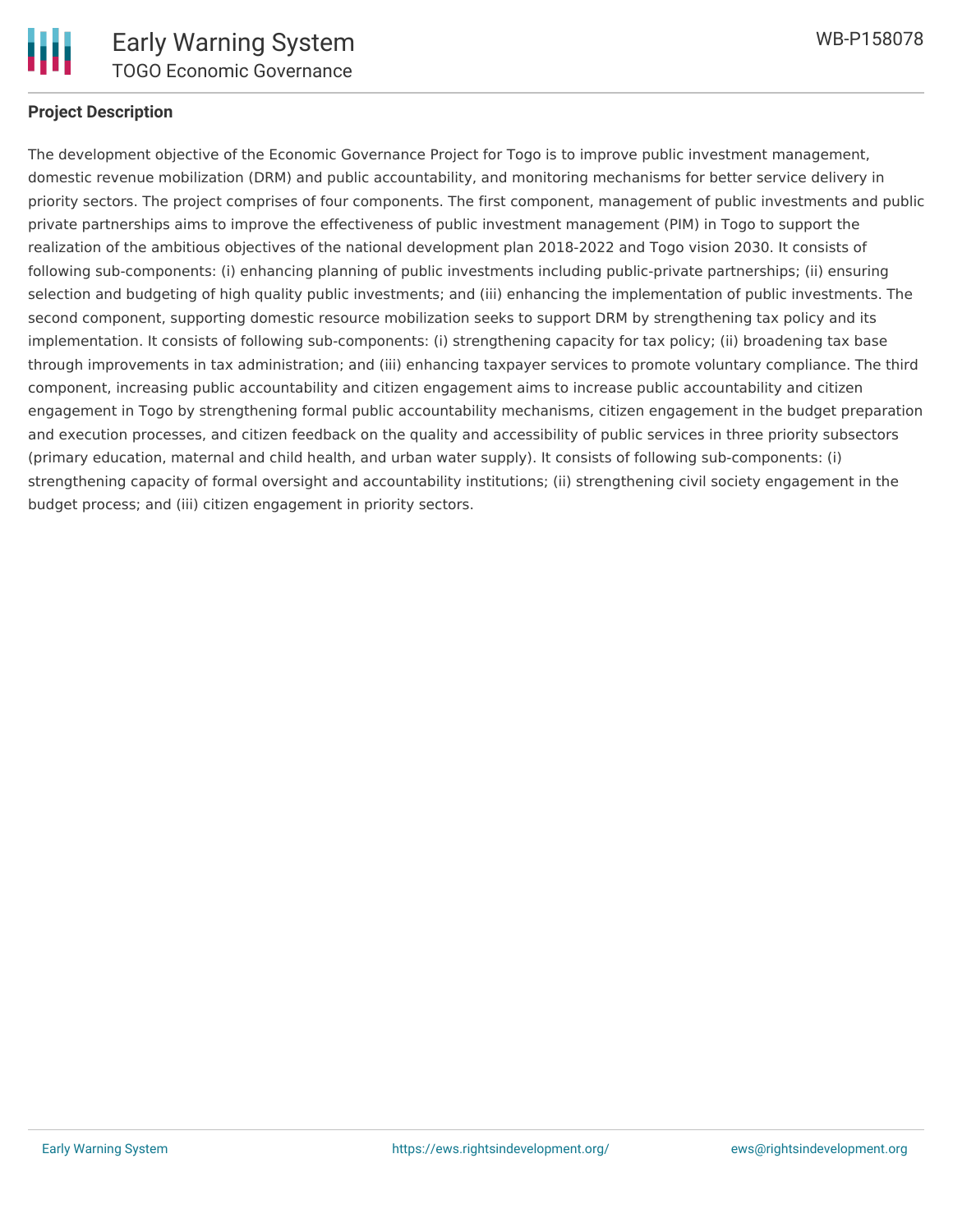## Project Description

The development objective of the Economic Governance Project for Togo is to improve public investment management, domestic revenue mobilization (DRM) and public accountability, and monitoring mechanisms for better service delivery in priority sectors. The project comprises of four components. The first component, management of public investments and public private partnerships aims to improve the effectiveness of public investment management (PIM) in Togo to support the realization of the ambitious objectives of the national development plan 2018-2022 and Togo vision 2030. It consists of following sub-components: (i) enhancing planning of public investments including public-private partnerships; (ii) ensuring selection and budgeting of high quality public investments; and (iii) enhancing the implementation of public investments. The second component, supporting domestic resource mobilization seeks to support DRM by strengthening tax policy and its implementation. It consists of following sub-components: (i) strengthening capacity for tax policy; (ii) broadening tax base through improvements in tax administration; and (iii) enhancing taxpayer services to promote voluntary compliance. The third component, increasing public accountability and citizen engagement aims to increase public accountability and citizen engagement in Togo by strengthening formal public accountability mechanisms, citizen engagement in the budget preparation and execution processes, and citizen feedback on the quality and accessibility of public services in three priority subsectors (primary education, maternal and child health, and urban water supply). It consists of following sub-components: (i) strengthening capacity of formal oversight and accountability institutions; (ii) strengthening civil society engagement in the budget process; and (iii) citizen engagement in priority sectors.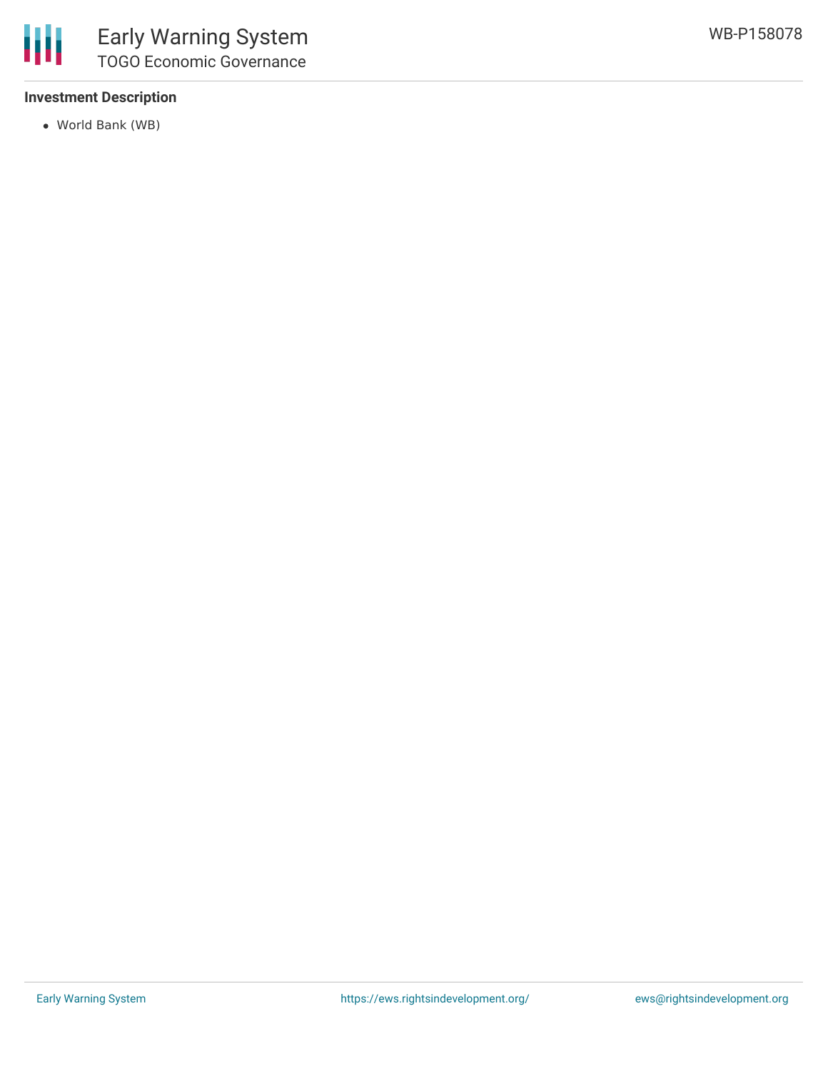### Investment Description

- World Bank (WB)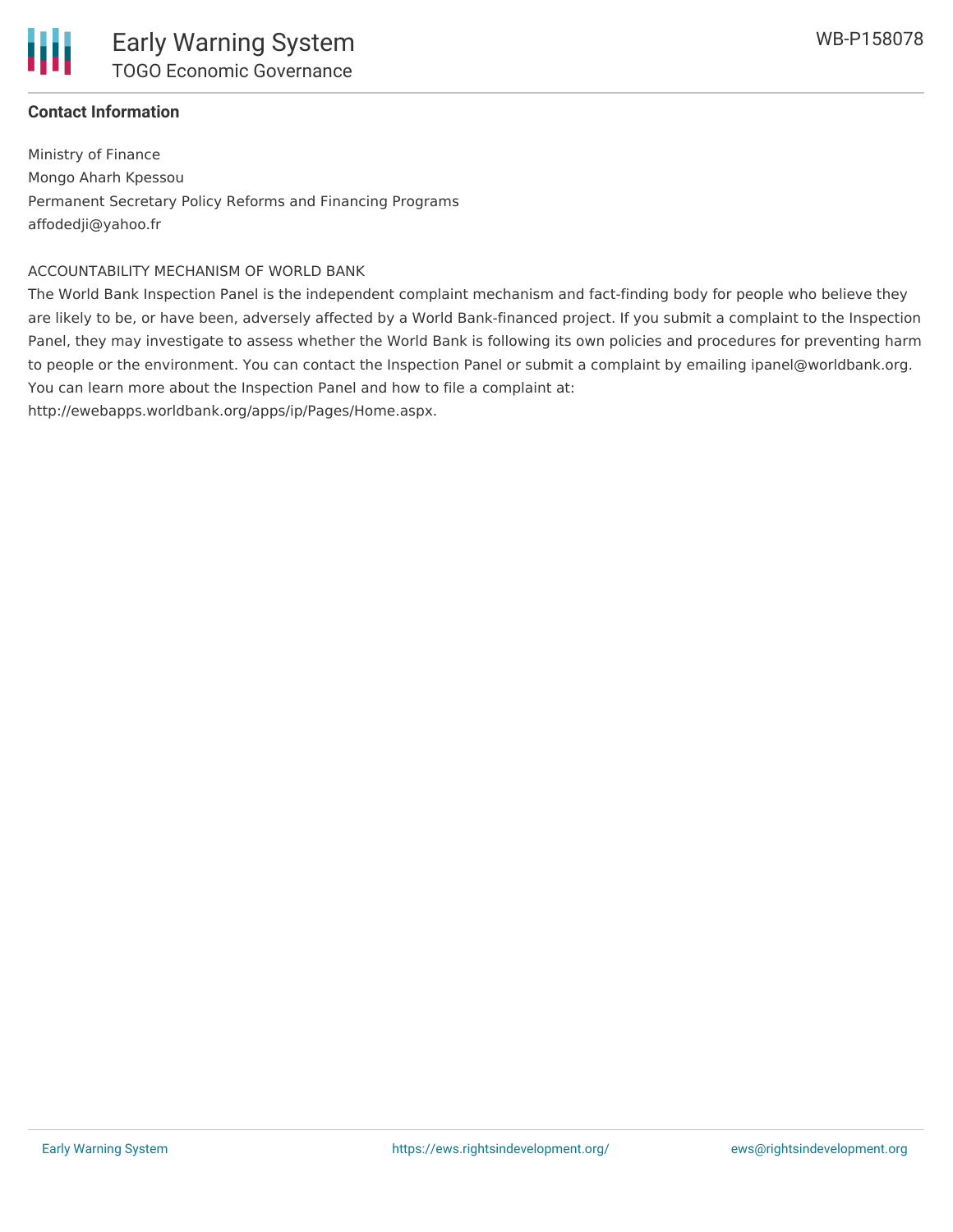## Contact Information

Ministry of Finance
Mongo Aharh Kpessou
Permanent Secretary Policy Reforms and Financing Programs
affodedji@yahoo.fr

ACCOUNTABILITY MECHANISM OF WORLD BANK

The World Bank Inspection Panel is the independent complaint mechanism and fact-finding body for people who believe they are likely to be, or have been, adversely affected by a World Bank-financed project. If you submit a complaint to the Inspection Panel, they may investigate to assess whether the World Bank is following its own policies and procedures for preventing harm to people or the environment. You can contact the Inspection Panel or submit a complaint by emailing ipanel@worldbank.org. You can learn more about the Inspection Panel and how to file a complaint at:
http://ewebapps.worldbank.org/apps/ip/Pages/Home.aspx.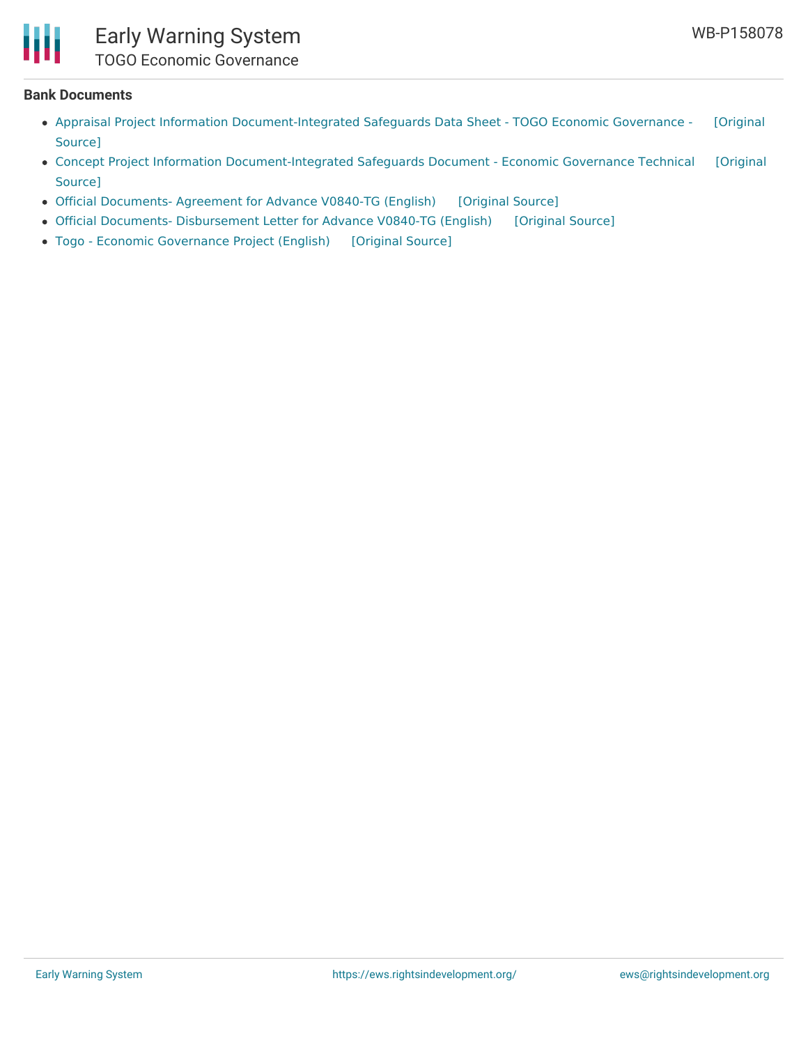**Bank Documents**

- Appraisal Project Information Document-Integrated Safeguards Data Sheet - TOGO Economic Governance - [Original Source]
- Concept Project Information Document-Integrated Safeguards Document - Economic Governance Technical [Original Source]
- Official Documents- Agreement for Advance V0840-TG (English) [Original Source]
- Official Documents- Disbursement Letter for Advance V0840-TG (English) [Original Source]
- Togo - Economic Governance Project (English) [Original Source]